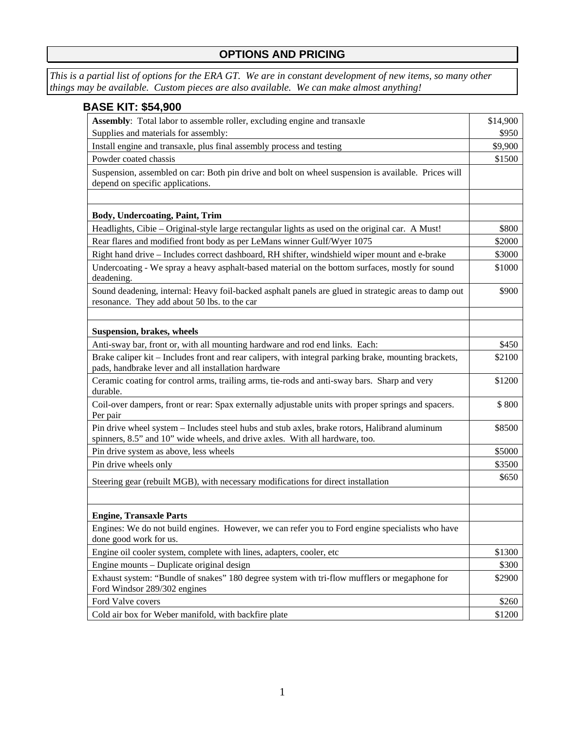# OPTIONS AND PRICING

*This is a partial list of options for the ERA GT. We are in constant development of new items, so many other things may be available. Custom pieces are also available. We can make almost anything!*

## BASE KIT: $54,900

| | |
|---|---|
| **Assembly**: Total labor to assemble roller, excluding engine and transaxle | $14,900 |
| Supplies and materials for assembly: | $950 |
| Install engine and transaxle, plus final assembly process and testing | $9,900 |
| Powder coated chassis | $1500 |
| Suspension, assembled on car: Both pin drive and bolt on wheel suspension is available. Prices will depend on specific applications. | |
| | |
| **Body, Undercoating, Paint, Trim** | |
| Headlights, Cibie – Original-style large rectangular lights as used on the original car. A Must! | $800 |
| Rear flares and modified front body as per LeMans winner Gulf/Wyer 1075 | $2000 |
| Right hand drive – Includes correct dashboard, RH shifter, windshield wiper mount and e-brake | $3000 |
| Undercoating - We spray a heavy asphalt-based material on the bottom surfaces, mostly for sound deadening. | $1000 |
| Sound deadening, internal: Heavy foil-backed asphalt panels are glued in strategic areas to damp out resonance. They add about 50 lbs. to the car | $900 |
| | |
| **Suspension, brakes, wheels** | |
| Anti-sway bar, front or, with all mounting hardware and rod end links. Each: | $450 |
| Brake caliper kit – Includes front and rear calipers, with integral parking brake, mounting brackets, pads, handbrake lever and all installation hardware | $2100 |
| Ceramic coating for control arms, trailing arms, tie-rods and anti-sway bars. Sharp and very durable. | $1200 |
| Coil-over dampers, front or rear: Spax externally adjustable units with proper springs and spacers. Per pair | $ 800 |
| Pin drive wheel system – Includes steel hubs and stub axles, brake rotors, Halibrand aluminum spinners, 8.5" and 10" wide wheels, and drive axles. With all hardware, too. | $8500 |
| Pin drive system as above, less wheels | $5000 |
| Pin drive wheels only | $3500 |
| Steering gear (rebuilt MGB), with necessary modifications for direct installation | $650 |
| | |
| **Engine, Transaxle Parts** | |
| Engines: We do not build engines. However, we can refer you to Ford engine specialists who have done good work for us. | |
| Engine oil cooler system, complete with lines, adapters, cooler, etc | $1300 |
| Engine mounts – Duplicate original design | $300 |
| Exhaust system: "Bundle of snakes" 180 degree system with tri-flow mufflers or megaphone for Ford Windsor 289/302 engines | $2900 |
| Ford Valve covers | $260 |
| Cold air box for Weber manifold, with backfire plate | $1200 |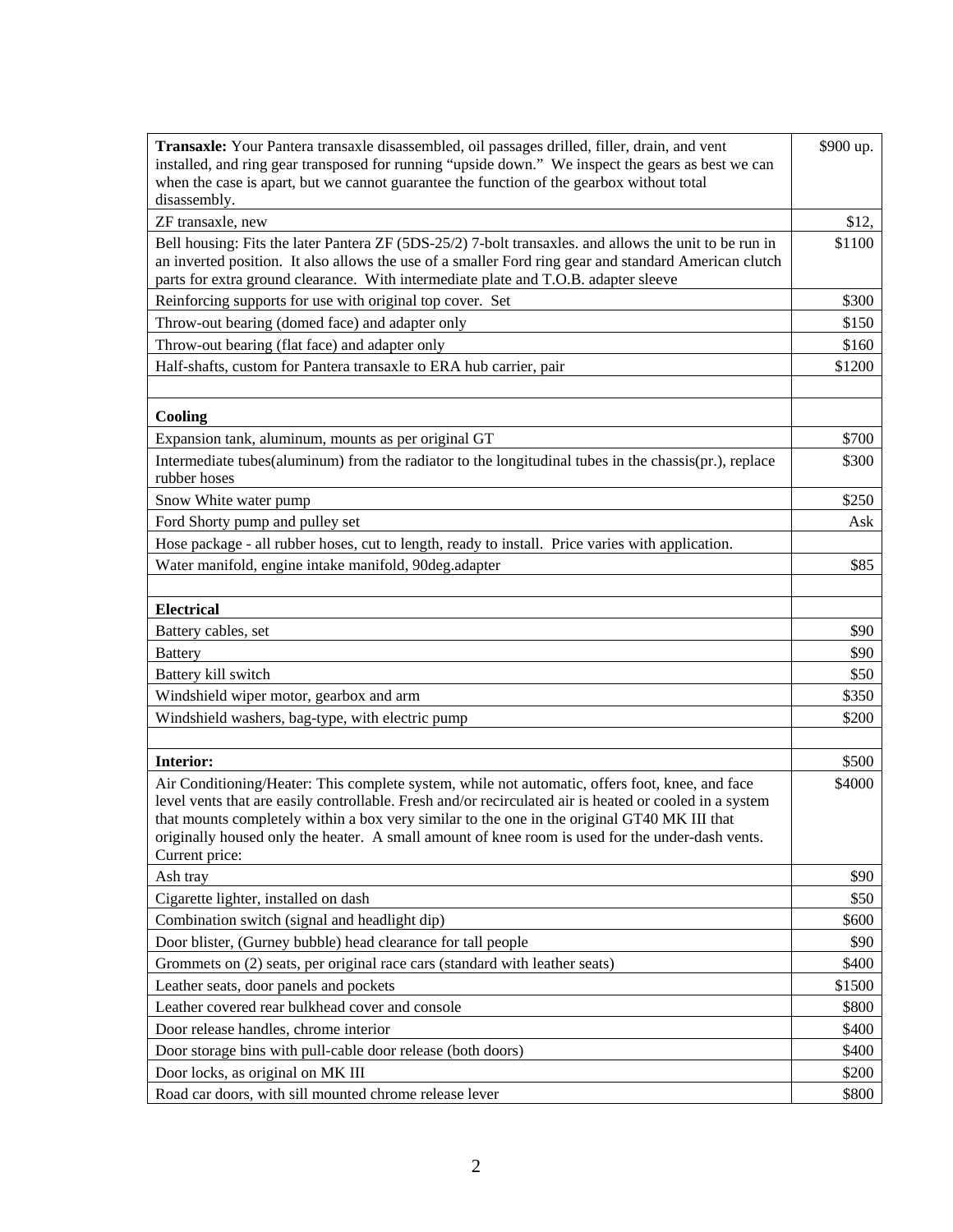| | |
|---|---|
| **Transaxle:** Your Pantera transaxle disassembled, oil passages drilled, filler, drain, and vent installed, and ring gear transposed for running "upside down." We inspect the gears as best we can when the case is apart, but we cannot guarantee the function of the gearbox without total disassembly. | $900 up. |
| ZF transaxle, new | $12, |
| Bell housing: Fits the later Pantera ZF (5DS-25/2) 7-bolt transaxles. and allows the unit to be run in an inverted position. It also allows the use of a smaller Ford ring gear and standard American clutch parts for extra ground clearance. With intermediate plate and T.O.B. adapter sleeve | $1100 |
| Reinforcing supports for use with original top cover. Set | $300 |
| Throw-out bearing (domed face) and adapter only | $150 |
| Throw-out bearing (flat face) and adapter only | $160 |
| Half-shafts, custom for Pantera transaxle to ERA hub carrier, pair | $1200 |
| | |
| **Cooling** | |
| Expansion tank, aluminum, mounts as per original GT | $700 |
| Intermediate tubes(aluminum) from the radiator to the longitudinal tubes in the chassis(pr.), replace rubber hoses | $300 |
| Snow White water pump | $250 |
| Ford Shorty pump and pulley set | Ask |
| Hose package - all rubber hoses, cut to length, ready to install. Price varies with application. | |
| Water manifold, engine intake manifold, 90deg.adapter | $85 |
| | |
| **Electrical** | |
| Battery cables, set | $90 |
| Battery | $90 |
| Battery kill switch | $50 |
| Windshield wiper motor, gearbox and arm | $350 |
| Windshield washers, bag-type, with electric pump | $200 |
| | |
| **Interior:** | $500 |
| Air Conditioning/Heater: This complete system, while not automatic, offers foot, knee, and face level vents that are easily controllable. Fresh and/or recirculated air is heated or cooled in a system that mounts completely within a box very similar to the one in the original GT40 MK III that originally housed only the heater. A small amount of knee room is used for the under-dash vents. Current price: | $4000 |
| Ash tray | $90 |
| Cigarette lighter, installed on dash | $50 |
| Combination switch (signal and headlight dip) | $600 |
| Door blister, (Gurney bubble) head clearance for tall people | $90 |
| Grommets on (2) seats, per original race cars (standard with leather seats) | $400 |
| Leather seats, door panels and pockets | $1500 |
| Leather covered rear bulkhead cover and console | $800 |
| Door release handles, chrome interior | $400 |
| Door storage bins with pull-cable door release (both doors) | $400 |
| Door locks, as original on MK III | $200 |
| Road car doors, with sill mounted chrome release lever | $800 |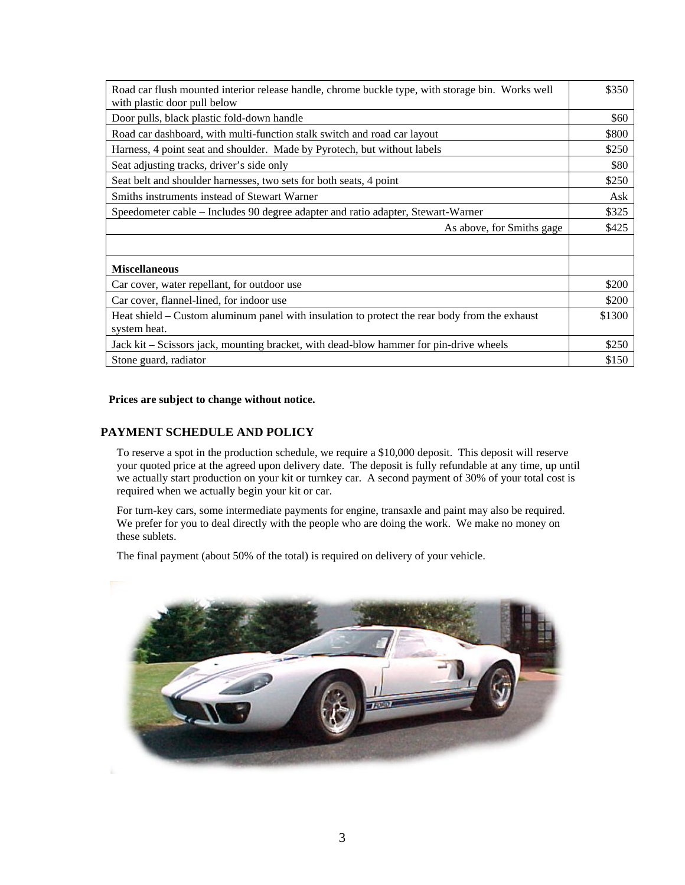| | |
|---|---|
| Road car flush mounted interior release handle, chrome buckle type, with storage bin. Works well with plastic door pull below | $350 |
| Door pulls, black plastic fold-down handle | $60 |
| Road car dashboard, with multi-function stalk switch and road car layout | $800 |
| Harness, 4 point seat and shoulder. Made by Pyrotech, but without labels | $250 |
| Seat adjusting tracks, driver's side only | $80 |
| Seat belt and shoulder harnesses, two sets for both seats, 4 point | $250 |
| Smiths instruments instead of Stewart Warner | Ask |
| Speedometer cable – Includes 90 degree adapter and ratio adapter, Stewart-Warner | $325 |
| As above, for Smiths gage | $425 |
| | |
| **Miscellaneous** | |
| Car cover, water repellant, for outdoor use | $200 |
| Car cover, flannel-lined, for indoor use | $200 |
| Heat shield – Custom aluminum panel with insulation to protect the rear body from the exhaust system heat. | $1300 |
| Jack kit – Scissors jack, mounting bracket, with dead-blow hammer for pin-drive wheels | $250 |
| Stone guard, radiator | $150 |

**Prices are subject to change without notice.**

## PAYMENT SCHEDULE AND POLICY

To reserve a spot in the production schedule, we require a $10,000 deposit. This deposit will reserve your quoted price at the agreed upon delivery date. The deposit is fully refundable at any time, up until we actually start production on your kit or turnkey car. A second payment of 30% of your total cost is required when we actually begin your kit or car.

For turn-key cars, some intermediate payments for engine, transaxle and paint may also be required. We prefer for you to deal directly with the people who are doing the work. We make no money on these sublets.

The final payment (about 50% of the total) is required on delivery of your vehicle.